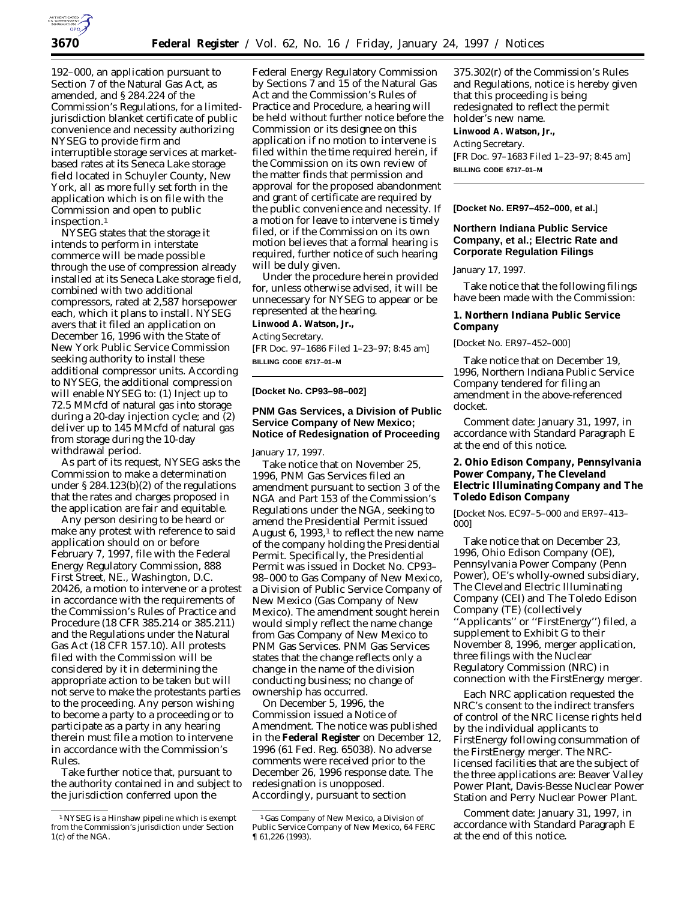192–000, an application pursuant to Section 7 of the Natural Gas Act, as amended, and § 284.224 of the Commission's Regulations, for a limited-jurisdiction blanket certificate of public convenience and necessity authorizing NYSEG to provide firm and interruptible storage services at market-based rates at its Seneca Lake storage field located in Schuyler County, New York, all as more fully set forth in the application which is on file with the Commission and open to public inspection.[1]

NYSEG states that the storage it intends to perform in interstate commerce will be made possible through the use of compression already installed at its Seneca Lake storage field, combined with two additional compressors, rated at 2,587 horsepower each, which it plans to install. NYSEG avers that it filed an application on December 16, 1996 with the State of New York Public Service Commission seeking authority to install these additional compressor units. According to NYSEG, the additional compression will enable NYSEG to: (1) Inject up to 72.5 MMcfd of natural gas into storage during a 20-day injection cycle; and (2) deliver up to 145 MMcfd of natural gas from storage during the 10-day withdrawal period.

As part of its request, NYSEG asks the Commission to make a determination under § 284.123(b)(2) of the regulations that the rates and charges proposed in the application are fair and equitable.

Any person desiring to be heard or make any protest with reference to said application should on or before February 7, 1997, file with the Federal Energy Regulatory Commission, 888 First Street, NE., Washington, D.C. 20426, a motion to intervene or a protest in accordance with the requirements of the Commission's Rules of Practice and Procedure (18 CFR 385.214 or 385.211) and the Regulations under the Natural Gas Act (18 CFR 157.10). All protests filed with the Commission will be considered by it in determining the appropriate action to be taken but will not serve to make the protestants parties to the proceeding. Any person wishing to become a party to a proceeding or to participate as a party in any hearing therein must file a motion to intervene in accordance with the Commission's Rules.

Take further notice that, pursuant to the authority contained in and subject to the jurisdiction conferred upon the Federal Energy Regulatory Commission by Sections 7 and 15 of the Natural Gas Act and the Commission's Rules of Practice and Procedure, a hearing will be held without further notice before the Commission or its designee on this application if no motion to intervene is filed within the time required herein, if the Commission on its own review of the matter finds that permission and approval for the proposed abandonment and grant of certificate are required by the public convenience and necessity. If a motion for leave to intervene is timely filed, or if the Commission on its own motion believes that a formal hearing is required, further notice of such hearing will be duly given.

Under the procedure herein provided for, unless otherwise advised, it will be unnecessary for NYSEG to appear or be represented at the hearing.

**Linwood A. Watson, Jr.,**

*Acting Secretary.*

[FR Doc. 97–1686 Filed 1–23–97; 8:45 am]

**BILLING CODE 6717–01–M**

[1] NYSEG is a Hinshaw pipeline which is exempt from the Commission's jurisdiction under Section 1(c) of the NGA.

---

**[Docket No. CP93–98–002]**

## PNM Gas Services, a Division of Public Service Company of New Mexico; Notice of Redesignation of Proceeding

January 17, 1997.

Take notice that on November 25, 1996, PNM Gas Services filed an amendment pursuant to section 3 of the NGA and Part 153 of the Commission's Regulations under the NGA, seeking to amend the Presidential Permit issued August 6, 1993,[1] to reflect the new name of the company holding the Presidential Permit. Specifically, the Presidential Permit was issued in Docket No. CP93–98–000 to Gas Company of New Mexico, a Division of Public Service Company of New Mexico (Gas Company of New Mexico). The amendment sought herein would simply reflect the name change from Gas Company of New Mexico to PNM Gas Services. PNM Gas Services states that the change reflects only a change in the name of the division conducting business; no change of ownership has occurred.

On December 5, 1996, the Commission issued a Notice of Amendment. The notice was published in the **Federal Register** on December 12, 1996 (61 Fed. Reg. 65038). No adverse comments were received prior to the December 26, 1996 response date. The redesignation is unopposed. Accordingly, pursuant to section 375.302(r) of the Commission's Rules and Regulations, notice is hereby given that this proceeding is being redesignated to reflect the permit holder's new name.

**Linwood A. Watson, Jr.,**

*Acting Secretary.*

[FR Doc. 97–1683 Filed 1–23–97; 8:45 am]

**BILLING CODE 6717–01–M**

[1] Gas Company of New Mexico, a Division of Public Service Company of New Mexico, 64 FERC ¶ 61,226 (1993).

---

**[Docket No. ER97–452–000, et al.]**

## Northern Indiana Public Service Company, et al.; Electric Rate and Corporate Regulation Filings

January 17, 1997.

Take notice that the following filings have been made with the Commission:

### 1. Northern Indiana Public Service Company

[Docket No. ER97–452–000]

Take notice that on December 19, 1996, Northern Indiana Public Service Company tendered for filing an amendment in the above-referenced docket.

*Comment date:* January 31, 1997, in accordance with Standard Paragraph E at the end of this notice.

### 2. Ohio Edison Company, Pennsylvania Power Company, The Cleveland Electric Illuminating Company and The Toledo Edison Company

[Docket Nos. EC97–5–000 and ER97–413–000]

Take notice that on December 23, 1996, Ohio Edison Company (OE), Pennsylvania Power Company (Penn Power), OE's wholly-owned subsidiary, The Cleveland Electric Illuminating Company (CEI) and The Toledo Edison Company (TE) (collectively ''Applicants'' or ''FirstEnergy'') filed, a supplement to Exhibit G to their November 8, 1996, merger application, three filings with the Nuclear Regulatory Commission (NRC) in connection with the FirstEnergy merger.

Each NRC application requested the NRC's consent to the indirect transfers of control of the NRC license rights held by the individual applicants to FirstEnergy following consummation of the FirstEnergy merger. The NRC-licensed facilities that are the subject of the three applications are: Beaver Valley Power Plant, Davis-Besse Nuclear Power Station and Perry Nuclear Power Plant.

*Comment date:* January 31, 1997, in accordance with Standard Paragraph E at the end of this notice.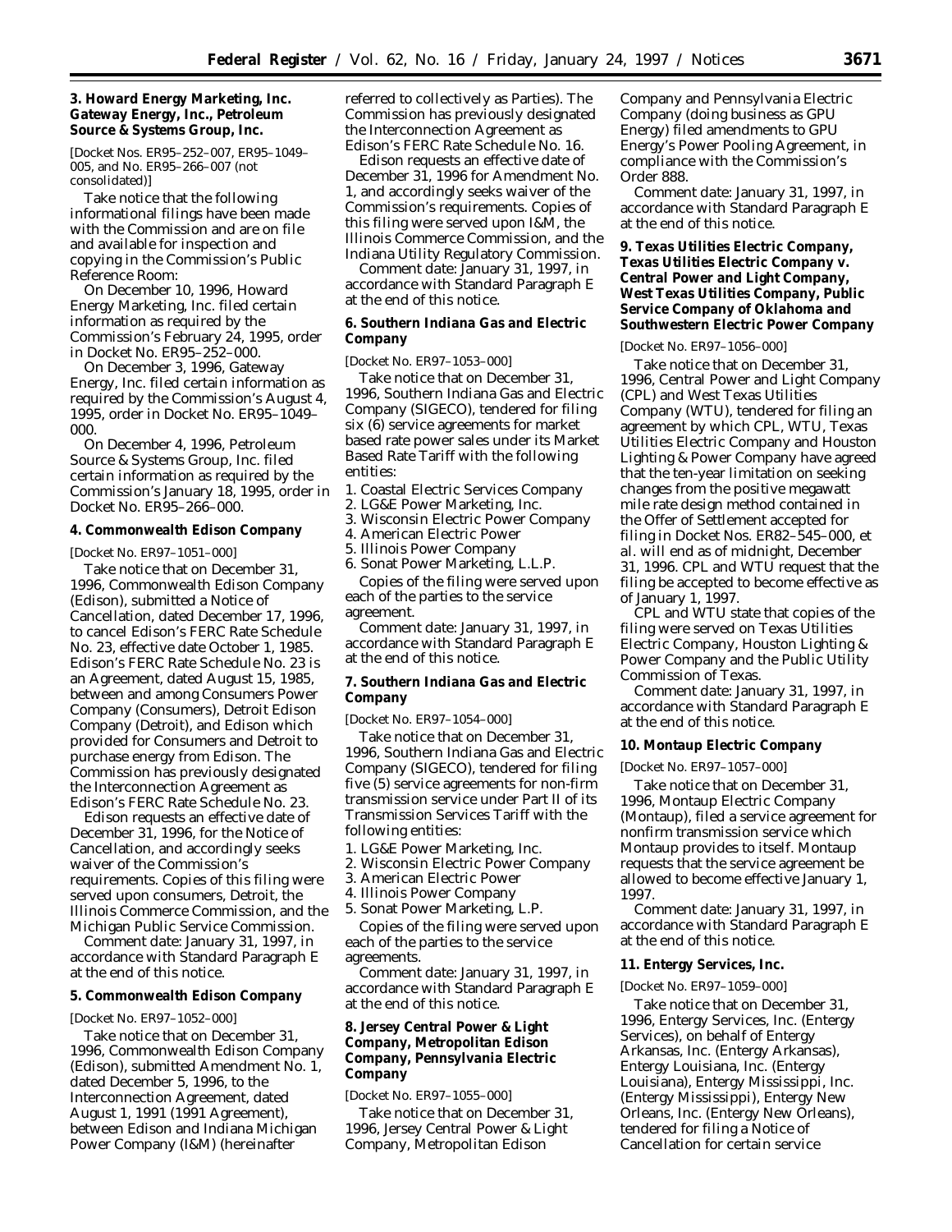**3. Howard Energy Marketing, Inc. Gateway Energy, Inc., Petroleum Source & Systems Group, Inc.**

[Docket Nos. ER95–252–007, ER95–1049–005, and No. ER95–266–007 (not consolidated)]

Take notice that the following informational filings have been made with the Commission and are on file and available for inspection and copying in the Commission's Public Reference Room:

On December 10, 1996, Howard Energy Marketing, Inc. filed certain information as required by the Commission's February 24, 1995, order in Docket No. ER95–252–000.

On December 3, 1996, Gateway Energy, Inc. filed certain information as required by the Commission's August 4, 1995, order in Docket No. ER95–1049–000.

On December 4, 1996, Petroleum Source & Systems Group, Inc. filed certain information as required by the Commission's January 18, 1995, order in Docket No. ER95–266–000.

**4. Commonwealth Edison Company**

[Docket No. ER97–1051–000]

Take notice that on December 31, 1996, Commonwealth Edison Company (Edison), submitted a Notice of Cancellation, dated December 17, 1996, to cancel Edison's FERC Rate Schedule No. 23, effective date October 1, 1985. Edison's FERC Rate Schedule No. 23 is an Agreement, dated August 15, 1985, between and among Consumers Power Company (Consumers), Detroit Edison Company (Detroit), and Edison which provided for Consumers and Detroit to purchase energy from Edison. The Commission has previously designated the Interconnection Agreement as Edison's FERC Rate Schedule No. 23.

Edison requests an effective date of December 31, 1996, for the Notice of Cancellation, and accordingly seeks waiver of the Commission's requirements. Copies of this filing were served upon consumers, Detroit, the Illinois Commerce Commission, and the Michigan Public Service Commission.

*Comment date:* January 31, 1997, in accordance with Standard Paragraph E at the end of this notice.

**5. Commonwealth Edison Company**

[Docket No. ER97–1052–000]

Take notice that on December 31, 1996, Commonwealth Edison Company (Edison), submitted Amendment No. 1, dated December 5, 1996, to the Interconnection Agreement, dated August 1, 1991 (1991 Agreement), between Edison and Indiana Michigan Power Company (I&M) (hereinafter referred to collectively as Parties). The Commission has previously designated the Interconnection Agreement as Edison's FERC Rate Schedule No. 16.

Edison requests an effective date of December 31, 1996 for Amendment No. 1, and accordingly seeks waiver of the Commission's requirements. Copies of this filing were served upon I&M, the Illinois Commerce Commission, and the Indiana Utility Regulatory Commission.

*Comment date:* January 31, 1997, in accordance with Standard Paragraph E at the end of this notice.

**6. Southern Indiana Gas and Electric Company**

[Docket No. ER97–1053–000]

Take notice that on December 31, 1996, Southern Indiana Gas and Electric Company (SIGECO), tendered for filing six (6) service agreements for market based rate power sales under its Market Based Rate Tariff with the following entities:

1. Coastal Electric Services Company
2. LG&E Power Marketing, Inc.
3. Wisconsin Electric Power Company
4. American Electric Power
5. Illinois Power Company
6. Sonat Power Marketing, L.L.P.

Copies of the filing were served upon each of the parties to the service agreement.

*Comment date:* January 31, 1997, in accordance with Standard Paragraph E at the end of this notice.

**7. Southern Indiana Gas and Electric Company**

[Docket No. ER97–1054–000]

Take notice that on December 31, 1996, Southern Indiana Gas and Electric Company (SIGECO), tendered for filing five (5) service agreements for non-firm transmission service under Part II of its Transmission Services Tariff with the following entities:

1. LG&E Power Marketing, Inc.
2. Wisconsin Electric Power Company
3. American Electric Power
4. Illinois Power Company
5. Sonat Power Marketing, L.P.

Copies of the filing were served upon each of the parties to the service agreements.

*Comment date:* January 31, 1997, in accordance with Standard Paragraph E at the end of this notice.

**8. Jersey Central Power & Light Company, Metropolitan Edison Company, Pennsylvania Electric Company**

[Docket No. ER97–1055–000]

Take notice that on December 31, 1996, Jersey Central Power & Light Company, Metropolitan Edison Company and Pennsylvania Electric Company (doing business as GPU Energy) filed amendments to GPU Energy's Power Pooling Agreement, in compliance with the Commission's Order 888.

*Comment date:* January 31, 1997, in accordance with Standard Paragraph E at the end of this notice.

**9. Texas Utilities Electric Company, Texas Utilities Electric Company v. Central Power and Light Company, West Texas Utilities Company, Public Service Company of Oklahoma and Southwestern Electric Power Company**

[Docket No. ER97–1056–000]

Take notice that on December 31, 1996, Central Power and Light Company (CPL) and West Texas Utilities Company (WTU), tendered for filing an agreement by which CPL, WTU, Texas Utilities Electric Company and Houston Lighting & Power Company have agreed that the ten-year limitation on seeking changes from the positive megawatt mile rate design method contained in the Offer of Settlement accepted for filing in Docket Nos. ER82–545–000, *et al.* will end as of midnight, December 31, 1996. CPL and WTU request that the filing be accepted to become effective as of January 1, 1997.

CPL and WTU state that copies of the filing were served on Texas Utilities Electric Company, Houston Lighting & Power Company and the Public Utility Commission of Texas.

*Comment date:* January 31, 1997, in accordance with Standard Paragraph E at the end of this notice.

**10. Montaup Electric Company**

[Docket No. ER97–1057–000]

Take notice that on December 31, 1996, Montaup Electric Company (Montaup), filed a service agreement for nonfirm transmission service which Montaup provides to itself. Montaup requests that the service agreement be allowed to become effective January 1, 1997.

*Comment date:* January 31, 1997, in accordance with Standard Paragraph E at the end of this notice.

**11. Entergy Services, Inc.**

[Docket No. ER97–1059–000]

Take notice that on December 31, 1996, Entergy Services, Inc. (Entergy Services), on behalf of Entergy Arkansas, Inc. (Entergy Arkansas), Entergy Louisiana, Inc. (Entergy Louisiana), Entergy Mississippi, Inc. (Entergy Mississippi), Entergy New Orleans, Inc. (Entergy New Orleans), tendered for filing a Notice of Cancellation for certain service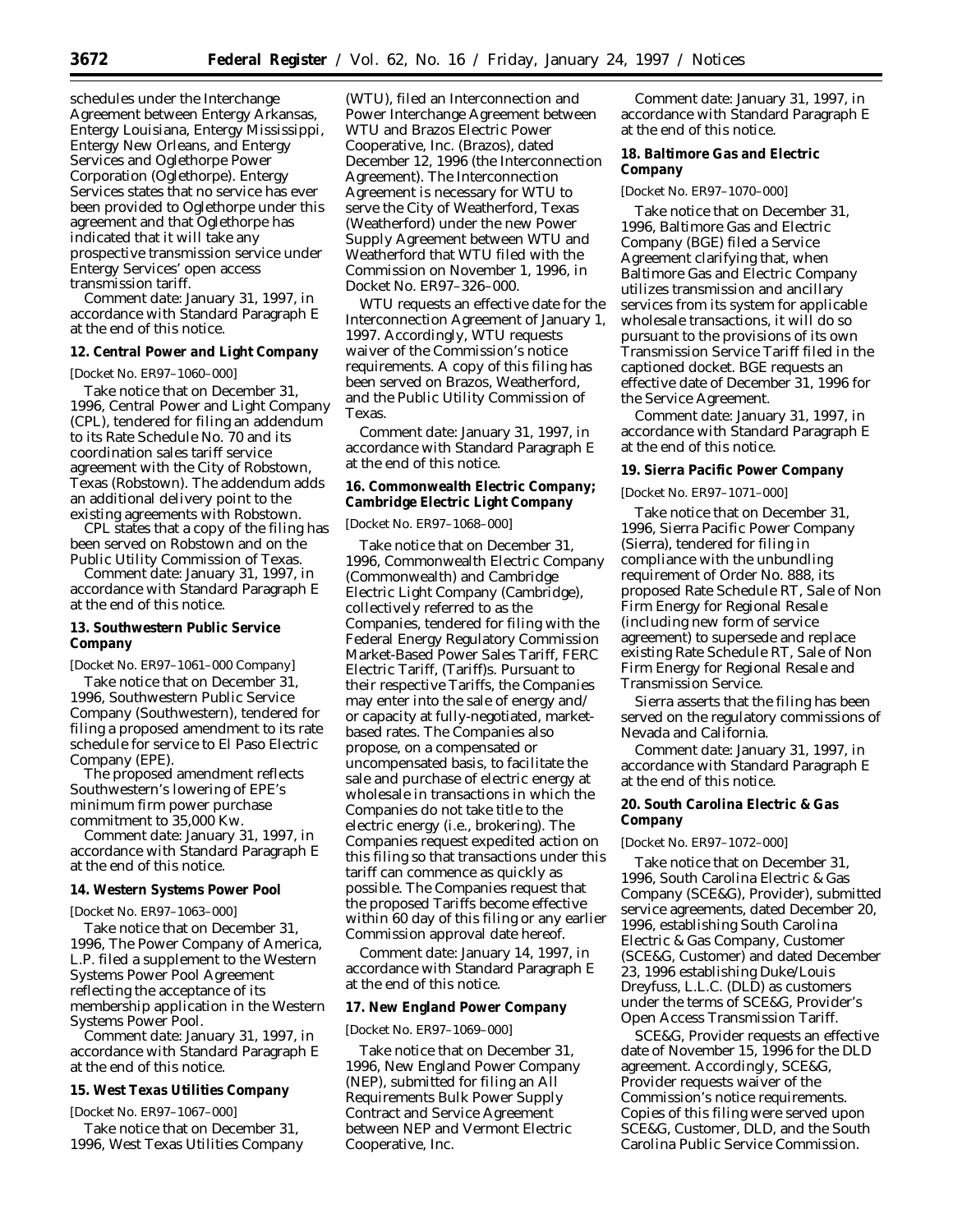schedules under the Interchange Agreement between Entergy Arkansas, Entergy Louisiana, Entergy Mississippi, Entergy New Orleans, and Entergy Services and Oglethorpe Power Corporation (Oglethorpe). Entergy Services states that no service has ever been provided to Oglethorpe under this agreement and that Oglethorpe has indicated that it will take any prospective transmission service under Entergy Services' open access transmission tariff.

*Comment date:* January 31, 1997, in accordance with Standard Paragraph E at the end of this notice.

**12. Central Power and Light Company**

[Docket No. ER97–1060–000]

Take notice that on December 31, 1996, Central Power and Light Company (CPL), tendered for filing an addendum to its Rate Schedule No. 70 and its coordination sales tariff service agreement with the City of Robstown, Texas (Robstown). The addendum adds an additional delivery point to the existing agreements with Robstown.

CPL states that a copy of the filing has been served on Robstown and on the Public Utility Commission of Texas.

*Comment date:* January 31, 1997, in accordance with Standard Paragraph E at the end of this notice.

**13. Southwestern Public Service Company**

[Docket No. ER97–1061–000 Company]

Take notice that on December 31, 1996, Southwestern Public Service Company (Southwestern), tendered for filing a proposed amendment to its rate schedule for service to El Paso Electric Company (EPE).

The proposed amendment reflects Southwestern's lowering of EPE's minimum firm power purchase commitment to 35,000 Kw.

*Comment date:* January 31, 1997, in accordance with Standard Paragraph E at the end of this notice.

**14. Western Systems Power Pool**

[Docket No. ER97–1063–000]

Take notice that on December 31, 1996, The Power Company of America, L.P. filed a supplement to the Western Systems Power Pool Agreement reflecting the acceptance of its membership application in the Western Systems Power Pool.

*Comment date:* January 31, 1997, in accordance with Standard Paragraph E at the end of this notice.

**15. West Texas Utilities Company**

[Docket No. ER97–1067–000]

Take notice that on December 31, 1996, West Texas Utilities Company (WTU), filed an Interconnection and Power Interchange Agreement between WTU and Brazos Electric Power Cooperative, Inc. (Brazos), dated December 12, 1996 (the Interconnection Agreement). The Interconnection Agreement is necessary for WTU to serve the City of Weatherford, Texas (Weatherford) under the new Power Supply Agreement between WTU and Weatherford that WTU filed with the Commission on November 1, 1996, in Docket No. ER97–326–000.

WTU requests an effective date for the Interconnection Agreement of January 1, 1997. Accordingly, WTU requests waiver of the Commission's notice requirements. A copy of this filing has been served on Brazos, Weatherford, and the Public Utility Commission of Texas.

*Comment date:* January 31, 1997, in accordance with Standard Paragraph E at the end of this notice.

**16. Commonwealth Electric Company; Cambridge Electric Light Company**

[Docket No. ER97–1068–000]

Take notice that on December 31, 1996, Commonwealth Electric Company (Commonwealth) and Cambridge Electric Light Company (Cambridge), collectively referred to as the Companies, tendered for filing with the Federal Energy Regulatory Commission Market-Based Power Sales Tariff, FERC Electric Tariff, (Tariff)s. Pursuant to their respective Tariffs, the Companies may enter into the sale of energy and/or capacity at fully-negotiated, market-based rates. The Companies also propose, on a compensated or uncompensated basis, to facilitate the sale and purchase of electric energy at wholesale in transactions in which the Companies do not take title to the electric energy (i.e., brokering). The Companies request expedited action on this filing so that transactions under this tariff can commence as quickly as possible. The Companies request that the proposed Tariffs become effective within 60 day of this filing or any earlier Commission approval date hereof.

*Comment date:* January 14, 1997, in accordance with Standard Paragraph E at the end of this notice.

**17. New England Power Company**

[Docket No. ER97–1069–000]

Take notice that on December 31, 1996, New England Power Company (NEP), submitted for filing an All Requirements Bulk Power Supply Contract and Service Agreement between NEP and Vermont Electric Cooperative, Inc.

*Comment date:* January 31, 1997, in accordance with Standard Paragraph E at the end of this notice.

**18. Baltimore Gas and Electric Company**

[Docket No. ER97–1070–000]

Take notice that on December 31, 1996, Baltimore Gas and Electric Company (BGE) filed a Service Agreement clarifying that, when Baltimore Gas and Electric Company utilizes transmission and ancillary services from its system for applicable wholesale transactions, it will do so pursuant to the provisions of its own Transmission Service Tariff filed in the captioned docket. BGE requests an effective date of December 31, 1996 for the Service Agreement.

*Comment date:* January 31, 1997, in accordance with Standard Paragraph E at the end of this notice.

**19. Sierra Pacific Power Company**

[Docket No. ER97–1071–000]

Take notice that on December 31, 1996, Sierra Pacific Power Company (Sierra), tendered for filing in compliance with the unbundling requirement of Order No. 888, its proposed Rate Schedule RT, Sale of Non Firm Energy for Regional Resale (including new form of service agreement) to supersede and replace existing Rate Schedule RT, Sale of Non Firm Energy for Regional Resale and Transmission Service.

Sierra asserts that the filing has been served on the regulatory commissions of Nevada and California.

*Comment date:* January 31, 1997, in accordance with Standard Paragraph E at the end of this notice.

**20. South Carolina Electric & Gas Company**

[Docket No. ER97–1072–000]

Take notice that on December 31, 1996, South Carolina Electric & Gas Company (SCE&G), Provider), submitted service agreements, dated December 20, 1996, establishing South Carolina Electric & Gas Company, Customer (SCE&G, Customer) and dated December 23, 1996 establishing Duke/Louis Dreyfuss, L.L.C. (DLD) as customers under the terms of SCE&G, Provider's Open Access Transmission Tariff.

SCE&G, Provider requests an effective date of November 15, 1996 for the DLD agreement. Accordingly, SCE&G, Provider requests waiver of the Commission's notice requirements. Copies of this filing were served upon SCE&G, Customer, DLD, and the South Carolina Public Service Commission.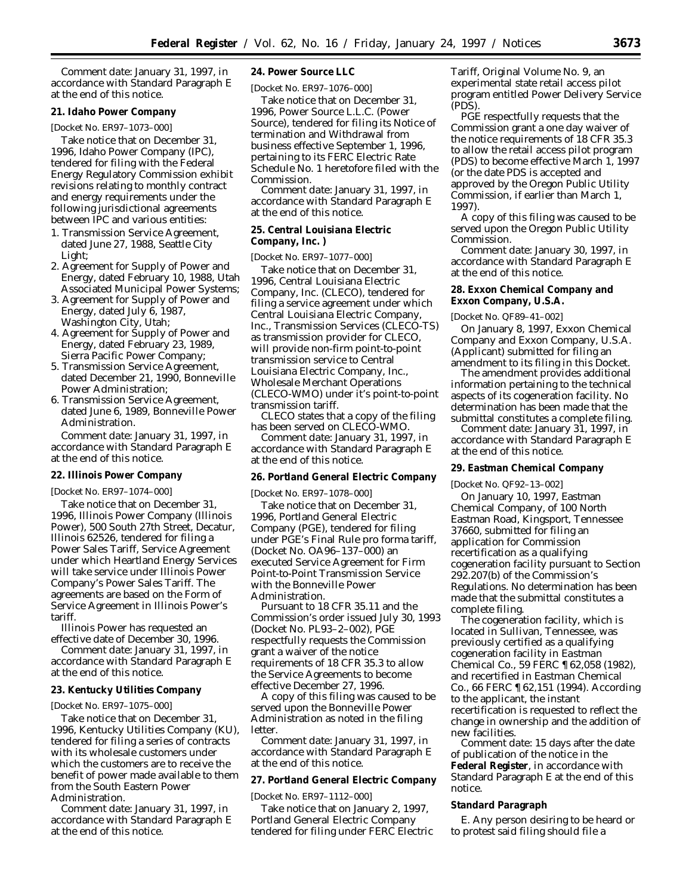Comment date: January 31, 1997, in accordance with Standard Paragraph E at the end of this notice.

**21. Idaho Power Company**

[Docket No. ER97–1073–000]

Take notice that on December 31, 1996, Idaho Power Company (IPC), tendered for filing with the Federal Energy Regulatory Commission exhibit revisions relating to monthly contract and energy requirements under the following jurisdictional agreements between IPC and various entities:

1. Transmission Service Agreement, dated June 27, 1988, Seattle City Light;
2. Agreement for Supply of Power and Energy, dated February 10, 1988, Utah Associated Municipal Power Systems;
3. Agreement for Supply of Power and Energy, dated July 6, 1987, Washington City, Utah;
4. Agreement for Supply of Power and Energy, dated February 23, 1989, Sierra Pacific Power Company;
5. Transmission Service Agreement, dated December 21, 1990, Bonneville Power Administration;
6. Transmission Service Agreement, dated June 6, 1989, Bonneville Power Administration.

Comment date: January 31, 1997, in accordance with Standard Paragraph E at the end of this notice.

**22. Illinois Power Company**

[Docket No. ER97–1074–000]

Take notice that on December 31, 1996, Illinois Power Company (Illinois Power), 500 South 27th Street, Decatur, Illinois 62526, tendered for filing a Power Sales Tariff, Service Agreement under which Heartland Energy Services will take service under Illinois Power Company's Power Sales Tariff. The agreements are based on the Form of Service Agreement in Illinois Power's tariff.

Illinois Power has requested an effective date of December 30, 1996.

Comment date: January 31, 1997, in accordance with Standard Paragraph E at the end of this notice.

**23. Kentucky Utilities Company**

[Docket No. ER97–1075–000]

Take notice that on December 31, 1996, Kentucky Utilities Company (KU), tendered for filing a series of contracts with its wholesale customers under which the customers are to receive the benefit of power made available to them from the South Eastern Power Administration.

Comment date: January 31, 1997, in accordance with Standard Paragraph E at the end of this notice.

**24. Power Source LLC**

[Docket No. ER97–1076–000]

Take notice that on December 31, 1996, Power Source L.L.C. (Power Source), tendered for filing its Notice of termination and Withdrawal from business effective September 1, 1996, pertaining to its FERC Electric Rate Schedule No. 1 heretofore filed with the Commission.

Comment date: January 31, 1997, in accordance with Standard Paragraph E at the end of this notice.

**25. Central Louisiana Electric Company, Inc. )**

[Docket No. ER97–1077–000]

Take notice that on December 31, 1996, Central Louisiana Electric Company, Inc. (CLECO), tendered for filing a service agreement under which Central Louisiana Electric Company, Inc., Transmission Services (CLECO-TS) as transmission provider for CLECO, will provide non-firm point-to-point transmission service to Central Louisiana Electric Company, Inc., Wholesale Merchant Operations (CLECO-WMO) under it's point-to-point transmission tariff.

CLECO states that a copy of the filing has been served on CLECO-WMO.

Comment date: January 31, 1997, in accordance with Standard Paragraph E at the end of this notice.

**26. Portland General Electric Company**

[Docket No. ER97–1078–000]

Take notice that on December 31, 1996, Portland General Electric Company (PGE), tendered for filing under PGE's Final Rule pro forma tariff, (Docket No. OA96–137–000) an executed Service Agreement for Firm Point-to-Point Transmission Service with the Bonneville Power Administration.

Pursuant to 18 CFR 35.11 and the Commission's order issued July 30, 1993 (Docket No. PL93–2–002), PGE respectfully requests the Commission grant a waiver of the notice requirements of 18 CFR 35.3 to allow the Service Agreements to become effective December 27, 1996.

A copy of this filing was caused to be served upon the Bonneville Power Administration as noted in the filing letter.

Comment date: January 31, 1997, in accordance with Standard Paragraph E at the end of this notice.

**27. Portland General Electric Company**

[Docket No. ER97–1112–000]

Take notice that on January 2, 1997, Portland General Electric Company tendered for filing under FERC Electric Tariff, Original Volume No. 9, an experimental state retail access pilot program entitled Power Delivery Service (PDS).

PGE respectfully requests that the Commission grant a one day waiver of the notice requirements of 18 CFR 35.3 to allow the retail access pilot program (PDS) to become effective March 1, 1997 (or the date PDS is accepted and approved by the Oregon Public Utility Commission, if earlier than March 1, 1997).

A copy of this filing was caused to be served upon the Oregon Public Utility Commission.

Comment date: January 30, 1997, in accordance with Standard Paragraph E at the end of this notice.

**28. Exxon Chemical Company and Exxon Company, U.S.A.**

[Docket No. QF89–41–002]

On January 8, 1997, Exxon Chemical Company and Exxon Company, U.S.A. (Applicant) submitted for filing an amendment to its filing in this Docket.

The amendment provides additional information pertaining to the technical aspects of its cogeneration facility. No determination has been made that the submittal constitutes a complete filing.

Comment date: January 31, 1997, in accordance with Standard Paragraph E at the end of this notice.

**29. Eastman Chemical Company**

[Docket No. QF92–13–002]

On January 10, 1997, Eastman Chemical Company, of 100 North Eastman Road, Kingsport, Tennessee 37660, submitted for filing an application for Commission recertification as a qualifying cogeneration facility pursuant to Section 292.207(b) of the Commission's Regulations. No determination has been made that the submittal constitutes a complete filing.

The cogeneration facility, which is located in Sullivan, Tennessee, was previously certified as a qualifying cogeneration facility in *Eastman Chemical Co.*, 59 FERC ¶ 62,058 (1982), and recertified in *Eastman Chemical Co.*, 66 FERC ¶ 62,151 (1994). According to the applicant, the instant recertification is requested to reflect the change in ownership and the addition of new facilities.

Comment date: 15 days after the date of publication of the notice in the **Federal Register**, in accordance with Standard Paragraph E at the end of this notice.

**Standard Paragraph**

E. Any person desiring to be heard or to protest said filing should file a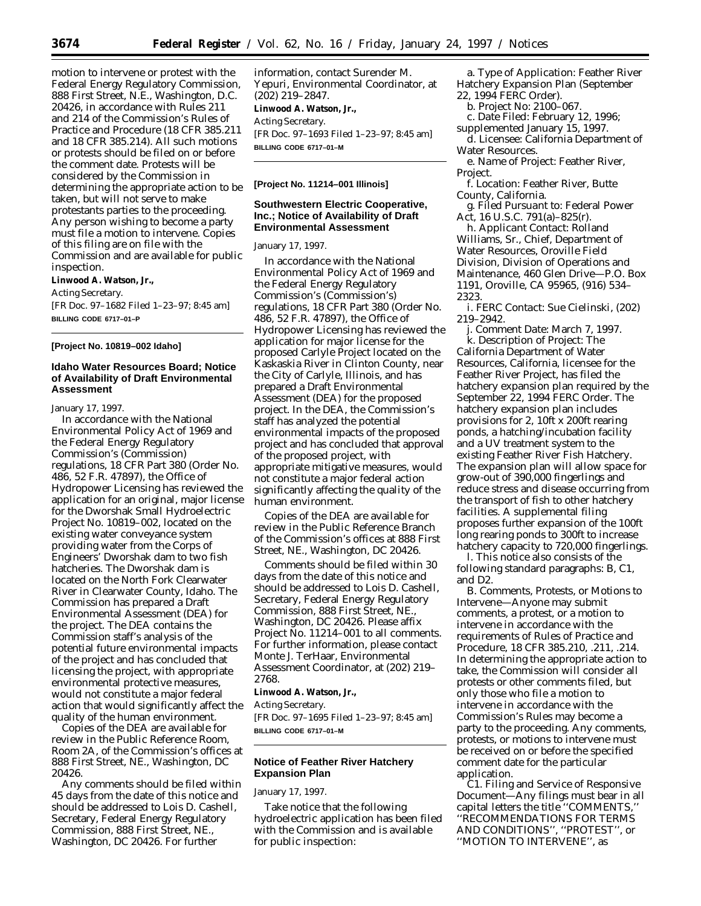motion to intervene or protest with the Federal Energy Regulatory Commission, 888 First Street, N.E., Washington, D.C. 20426, in accordance with Rules 211 and 214 of the Commission's Rules of Practice and Procedure (18 CFR 385.211 and 18 CFR 385.214). All such motions or protests should be filed on or before the comment date. Protests will be considered by the Commission in determining the appropriate action to be taken, but will not serve to make protestants parties to the proceeding. Any person wishing to become a party must file a motion to intervene. Copies of this filing are on file with the Commission and are available for public inspection.

**Linwood A. Watson, Jr.,**

*Acting Secretary.*

[FR Doc. 97–1682 Filed 1–23–97; 8:45 am]

**BILLING CODE 6717–01–P**

**[Project No. 10819–002 Idaho]**

## Idaho Water Resources Board; Notice of Availability of Draft Environmental Assessment

January 17, 1997.

In accordance with the National Environmental Policy Act of 1969 and the Federal Energy Regulatory Commission's (Commission) regulations, 18 CFR Part 380 (Order No. 486, 52 F.R. 47897), the Office of Hydropower Licensing has reviewed the application for an original, major license for the Dworshak Small Hydroelectric Project No. 10819–002, located on the existing water conveyance system providing water from the Corps of Engineers' Dworshak dam to two fish hatcheries. The Dworshak dam is located on the North Fork Clearwater River in Clearwater County, Idaho. The Commission has prepared a Draft Environmental Assessment (DEA) for the project. The DEA contains the Commission staff's analysis of the potential future environmental impacts of the project and has concluded that licensing the project, with appropriate environmental protective measures, would not constitute a major federal action that would significantly affect the quality of the human environment.

Copies of the DEA are available for review in the Public Reference Room, Room 2A, of the Commission's offices at 888 First Street, NE., Washington, DC 20426.

Any comments should be filed within 45 days from the date of this notice and should be addressed to Lois D. Cashell, Secretary, Federal Energy Regulatory Commission, 888 First Street, NE., Washington, DC 20426. For further information, contact Surender M. Yepuri, Environmental Coordinator, at (202) 219–2847.

**Linwood A. Watson, Jr.,**

*Acting Secretary.*

[FR Doc. 97–1693 Filed 1–23–97; 8:45 am]

**BILLING CODE 6717–01–M**

**[Project No. 11214–001 Illinois]**

## Southwestern Electric Cooperative, Inc.; Notice of Availability of Draft Environmental Assessment

January 17, 1997.

In accordance with the National Environmental Policy Act of 1969 and the Federal Energy Regulatory Commission's (Commission's) regulations, 18 CFR Part 380 (Order No. 486, 52 F.R. 47897), the Office of Hydropower Licensing has reviewed the application for major license for the proposed Carlyle Project located on the Kaskaskia River in Clinton County, near the City of Carlyle, Illinois, and has prepared a Draft Environmental Assessment (DEA) for the proposed project. In the DEA, the Commission's staff has analyzed the potential environmental impacts of the proposed project and has concluded that approval of the proposed project, with appropriate mitigative measures, would not constitute a major federal action significantly affecting the quality of the human environment.

Copies of the DEA are available for review in the Public Reference Branch of the Commission's offices at 888 First Street, NE., Washington, DC 20426.

Comments should be filed within 30 days from the date of this notice and should be addressed to Lois D. Cashell, Secretary, Federal Energy Regulatory Commission, 888 First Street, NE., Washington, DC 20426. Please affix Project No. 11214–001 to all comments. For further information, please contact Monte J. TerHaar, Environmental Assessment Coordinator, at (202) 219–2768.

**Linwood A. Watson, Jr.,**

*Acting Secretary.*

[FR Doc. 97–1695 Filed 1–23–97; 8:45 am]

**BILLING CODE 6717–01–M**

## Notice of Feather River Hatchery Expansion Plan

January 17, 1997.

Take notice that the following hydroelectric application has been filed with the Commission and is available for public inspection:

a. *Type of Application:* Feather River Hatchery Expansion Plan (September 22, 1994 FERC Order).

b. *Project No:* 2100–067.

c. *Date Filed:* February 12, 1996; supplemented January 15, 1997.

d. *Licensee:* California Department of Water Resources.

e. *Name of Project:* Feather River, Project.

f. *Location:* Feather River, Butte County, California.

g. *Filed Pursuant to:* Federal Power Act, 16 U.S.C. 791(a)–825(r).

h. *Applicant Contact:* Rolland Williams, Sr., Chief, Department of Water Resources, Oroville Field Division, Division of Operations and Maintenance, 460 Glen Drive—P.O. Box 1191, Oroville, CA 95965, (916) 534–2323.

i. *FERC Contact:* Sue Cielinski, (202) 219–2942.

j. *Comment Date:* March 7, 1997.

k. *Description of Project:* The California Department of Water Resources, California, licensee for the Feather River Project, has filed the hatchery expansion plan required by the September 22, 1994 FERC Order. The hatchery expansion plan includes provisions for 2, 10ft x 200ft rearing ponds, a hatching/incubation facility and a UV treatment system to the existing Feather River Fish Hatchery. The expansion plan will allow space for grow-out of 390,000 fingerlings and reduce stress and disease occurring from the transport of fish to other hatchery facilities. A supplemental filing proposes further expansion of the 100ft long rearing ponds to 300ft to increase hatchery capacity to 720,000 fingerlings.

l. This notice also consists of the following standard paragraphs: B, C1, and D2.

B. Comments, Protests, or Motions to Intervene—Anyone may submit comments, a protest, or a motion to intervene in accordance with the requirements of Rules of Practice and Procedure, 18 CFR 385.210, .211, .214. In determining the appropriate action to take, the Commission will consider all protests or other comments filed, but only those who file a motion to intervene in accordance with the Commission's Rules may become a party to the proceeding. Any comments, protests, or motions to intervene must be received on or before the specified comment date for the particular application.

C1. Filing and Service of Responsive Document—Any filings must bear in all capital letters the title ''COMMENTS,'' ''RECOMMENDATIONS FOR TERMS AND CONDITIONS'', ''PROTEST'', or ''MOTION TO INTERVENE'', as